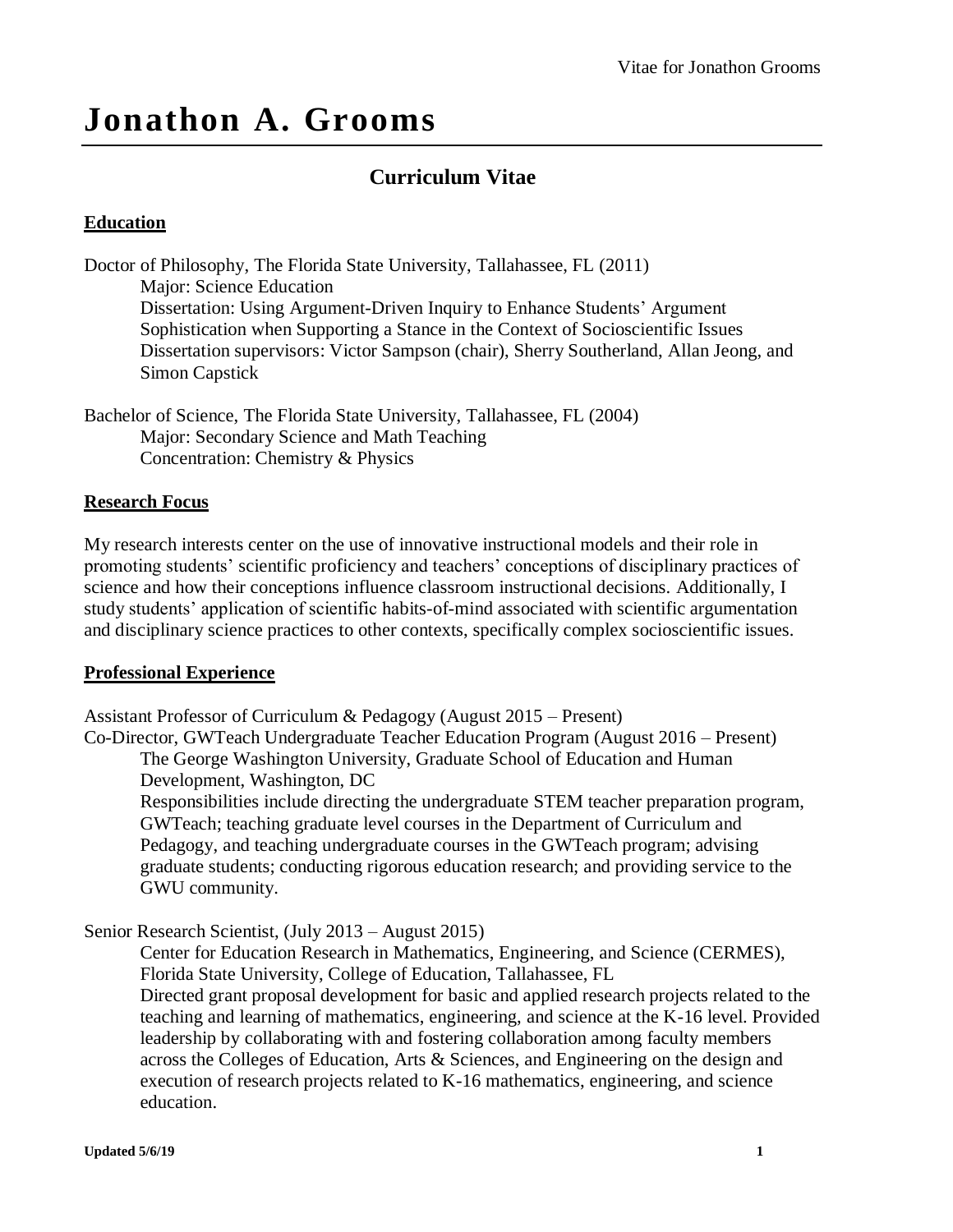# Jonathon A. Grooms

## Curriculum Vitae

### Education

Doctor of Philosophy, The Florida State University, Tallahassee, FL (2011)
  Major: Science Education
  Dissertation: Using Argument-Driven Inquiry to Enhance Students' Argument Sophistication when Supporting a Stance in the Context of Socioscientific Issues
  Dissertation supervisors: Victor Sampson (chair), Sherry Southerland, Allan Jeong, and Simon Capstick

Bachelor of Science, The Florida State University, Tallahassee, FL (2004)
  Major: Secondary Science and Math Teaching
  Concentration: Chemistry & Physics

### Research Focus

My research interests center on the use of innovative instructional models and their role in promoting students' scientific proficiency and teachers' conceptions of disciplinary practices of science and how their conceptions influence classroom instructional decisions. Additionally, I study students' application of scientific habits-of-mind associated with scientific argumentation and disciplinary science practices to other contexts, specifically complex socioscientific issues.

### Professional Experience

Assistant Professor of Curriculum & Pedagogy (August 2015 – Present)
Co-Director, GWTeach Undergraduate Teacher Education Program (August 2016 – Present)
  The George Washington University, Graduate School of Education and Human Development, Washington, DC
  Responsibilities include directing the undergraduate STEM teacher preparation program, GWTeach; teaching graduate level courses in the Department of Curriculum and Pedagogy, and teaching undergraduate courses in the GWTeach program; advising graduate students; conducting rigorous education research; and providing service to the GWU community.

Senior Research Scientist, (July 2013 – August 2015)
  Center for Education Research in Mathematics, Engineering, and Science (CERMES), Florida State University, College of Education, Tallahassee, FL
  Directed grant proposal development for basic and applied research projects related to the teaching and learning of mathematics, engineering, and science at the K-16 level. Provided leadership by collaborating with and fostering collaboration among faculty members across the Colleges of Education, Arts & Sciences, and Engineering on the design and execution of research projects related to K-16 mathematics, engineering, and science education.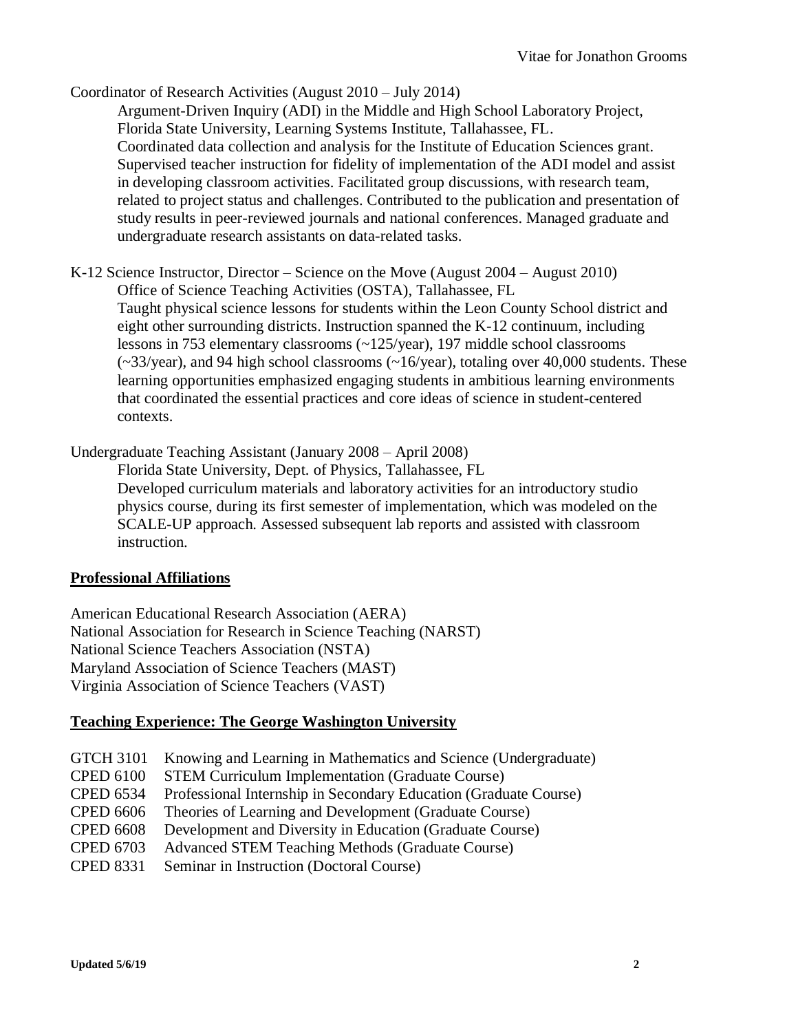Coordinator of Research Activities (August 2010 – July 2014)

Argument-Driven Inquiry (ADI) in the Middle and High School Laboratory Project, Florida State University, Learning Systems Institute, Tallahassee, FL.
Coordinated data collection and analysis for the Institute of Education Sciences grant. Supervised teacher instruction for fidelity of implementation of the ADI model and assist in developing classroom activities. Facilitated group discussions, with research team, related to project status and challenges. Contributed to the publication and presentation of study results in peer-reviewed journals and national conferences. Managed graduate and undergraduate research assistants on data-related tasks.

K-12 Science Instructor, Director – Science on the Move (August 2004 – August 2010)

Office of Science Teaching Activities (OSTA), Tallahassee, FL
Taught physical science lessons for students within the Leon County School district and eight other surrounding districts. Instruction spanned the K-12 continuum, including lessons in 753 elementary classrooms (~125/year), 197 middle school classrooms (~33/year), and 94 high school classrooms (~16/year), totaling over 40,000 students. These learning opportunities emphasized engaging students in ambitious learning environments that coordinated the essential practices and core ideas of science in student-centered contexts.

Undergraduate Teaching Assistant (January 2008 – April 2008)

Florida State University, Dept. of Physics, Tallahassee, FL
Developed curriculum materials and laboratory activities for an introductory studio physics course, during its first semester of implementation, which was modeled on the SCALE-UP approach. Assessed subsequent lab reports and assisted with classroom instruction.

## Professional Affiliations

American Educational Research Association (AERA)
National Association for Research in Science Teaching (NARST)
National Science Teachers Association (NSTA)
Maryland Association of Science Teachers (MAST)
Virginia Association of Science Teachers (VAST)

## Teaching Experience: The George Washington University

GTCH 3101 Knowing and Learning in Mathematics and Science (Undergraduate)
CPED 6100 STEM Curriculum Implementation (Graduate Course)
CPED 6534 Professional Internship in Secondary Education (Graduate Course)
CPED 6606 Theories of Learning and Development (Graduate Course)
CPED 6608 Development and Diversity in Education (Graduate Course)
CPED 6703 Advanced STEM Teaching Methods (Graduate Course)
CPED 8331 Seminar in Instruction (Doctoral Course)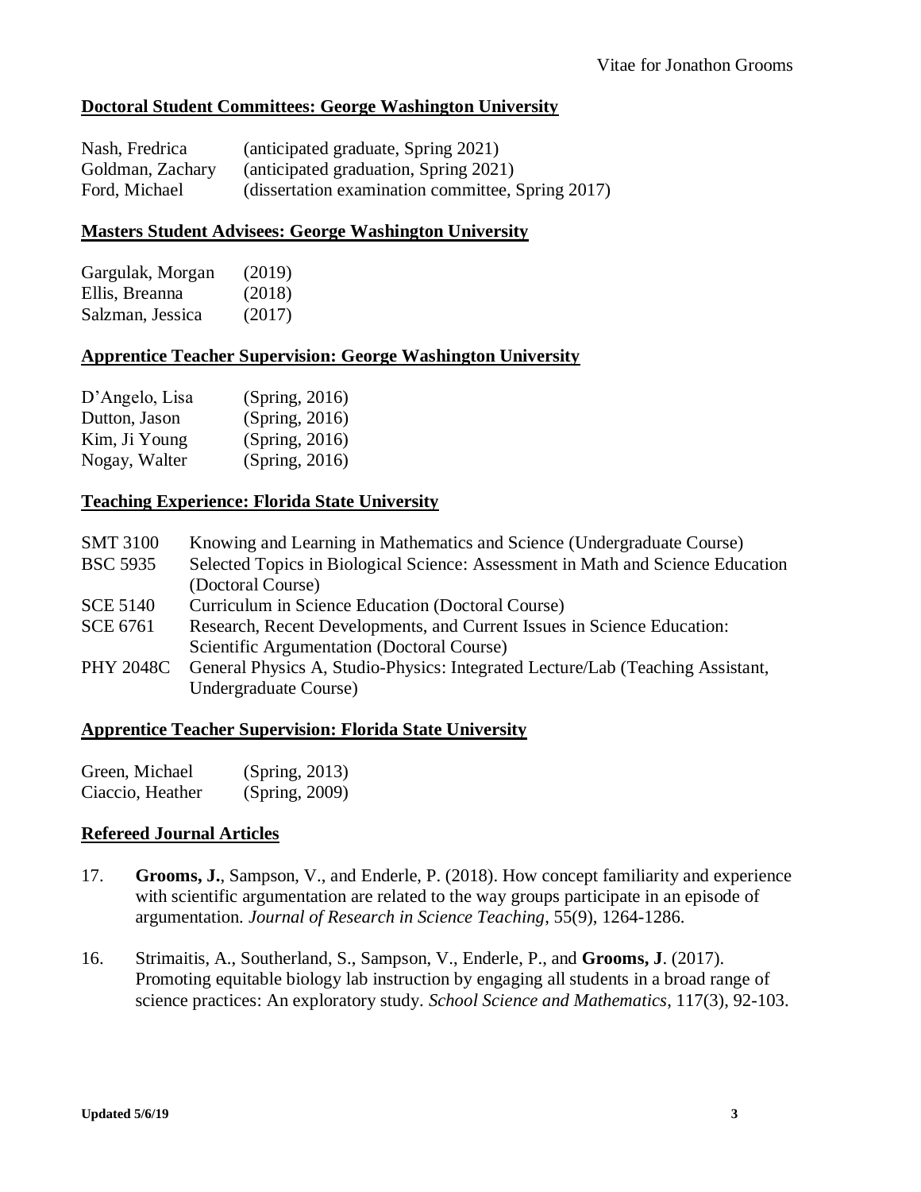## Doctoral Student Committees: George Washington University

| | |
|---|---|
| Nash, Fredrica | (anticipated graduate, Spring 2021) |
| Goldman, Zachary | (anticipated graduation, Spring 2021) |
| Ford, Michael | (dissertation examination committee, Spring 2017) |

## Masters Student Advisees: George Washington University

| | |
|---|---|
| Gargulak, Morgan | (2019) |
| Ellis, Breanna | (2018) |
| Salzman, Jessica | (2017) |

## Apprentice Teacher Supervision: George Washington University

| | |
|---|---|
| D'Angelo, Lisa | (Spring, 2016) |
| Dutton, Jason | (Spring, 2016) |
| Kim, Ji Young | (Spring, 2016) |
| Nogay, Walter | (Spring, 2016) |

## Teaching Experience: Florida State University

| | |
|---|---|
| SMT 3100 | Knowing and Learning in Mathematics and Science (Undergraduate Course) |
| BSC 5935 | Selected Topics in Biological Science: Assessment in Math and Science Education (Doctoral Course) |
| SCE 5140 | Curriculum in Science Education (Doctoral Course) |
| SCE 6761 | Research, Recent Developments, and Current Issues in Science Education: Scientific Argumentation (Doctoral Course) |
| PHY 2048C | General Physics A, Studio-Physics: Integrated Lecture/Lab (Teaching Assistant, Undergraduate Course) |

## Apprentice Teacher Supervision: Florida State University

| | |
|---|---|
| Green, Michael | (Spring, 2013) |
| Ciaccio, Heather | (Spring, 2009) |

## Refereed Journal Articles

17. **Grooms, J.**, Sampson, V., and Enderle, P. (2018). How concept familiarity and experience with scientific argumentation are related to the way groups participate in an episode of argumentation. *Journal of Research in Science Teaching*, 55(9), 1264-1286.

16. Strimaitis, A., Southerland, S., Sampson, V., Enderle, P., and **Grooms, J**. (2017). Promoting equitable biology lab instruction by engaging all students in a broad range of science practices: An exploratory study. *School Science and Mathematics*, 117(3), 92-103.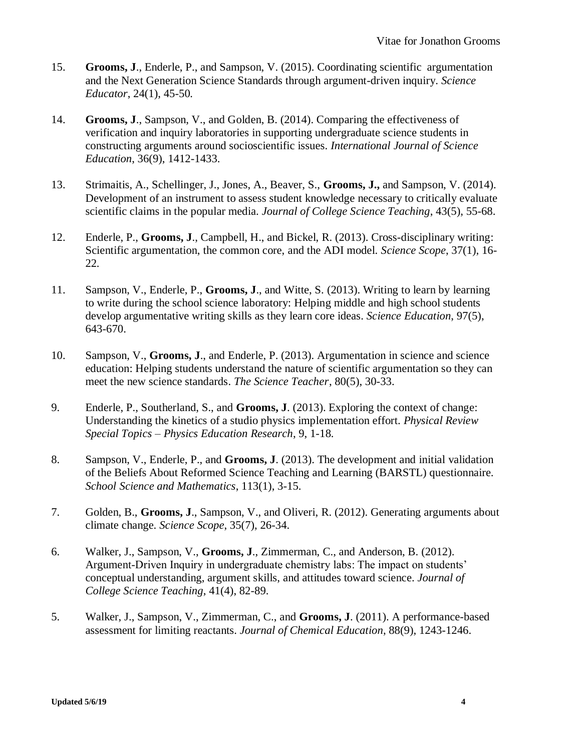15. **Grooms, J**., Enderle, P., and Sampson, V. (2015). Coordinating scientific argumentation and the Next Generation Science Standards through argument-driven inquiry. *Science Educator*, 24(1), 45-50.

14. **Grooms, J**., Sampson, V., and Golden, B. (2014). Comparing the effectiveness of verification and inquiry laboratories in supporting undergraduate science students in constructing arguments around socioscientific issues. *International Journal of Science Education*, 36(9), 1412-1433.

13. Strimaitis, A., Schellinger, J., Jones, A., Beaver, S., **Grooms, J.,** and Sampson, V. (2014). Development of an instrument to assess student knowledge necessary to critically evaluate scientific claims in the popular media. *Journal of College Science Teaching*, 43(5), 55-68.

12. Enderle, P., **Grooms, J**., Campbell, H., and Bickel, R. (2013). Cross-disciplinary writing: Scientific argumentation, the common core, and the ADI model. *Science Scope*, 37(1), 16-22.

11. Sampson, V., Enderle, P., **Grooms, J**., and Witte, S. (2013). Writing to learn by learning to write during the school science laboratory: Helping middle and high school students develop argumentative writing skills as they learn core ideas. *Science Education*, 97(5), 643-670.

10. Sampson, V., **Grooms, J**., and Enderle, P. (2013). Argumentation in science and science education: Helping students understand the nature of scientific argumentation so they can meet the new science standards. *The Science Teacher*, 80(5), 30-33.

9. Enderle, P., Southerland, S., and **Grooms, J**. (2013). Exploring the context of change: Understanding the kinetics of a studio physics implementation effort. *Physical Review Special Topics – Physics Education Research*, 9, 1-18.

8. Sampson, V., Enderle, P., and **Grooms, J**. (2013). The development and initial validation of the Beliefs About Reformed Science Teaching and Learning (BARSTL) questionnaire. *School Science and Mathematics*, 113(1), 3-15.

7. Golden, B., **Grooms, J**., Sampson, V., and Oliveri, R. (2012). Generating arguments about climate change. *Science Scope*, 35(7), 26-34.

6. Walker, J., Sampson, V., **Grooms, J**., Zimmerman, C., and Anderson, B. (2012). Argument-Driven Inquiry in undergraduate chemistry labs: The impact on students' conceptual understanding, argument skills, and attitudes toward science. *Journal of College Science Teaching*, 41(4), 82-89.

5. Walker, J., Sampson, V., Zimmerman, C., and **Grooms, J**. (2011). A performance-based assessment for limiting reactants. *Journal of Chemical Education*, 88(9), 1243-1246.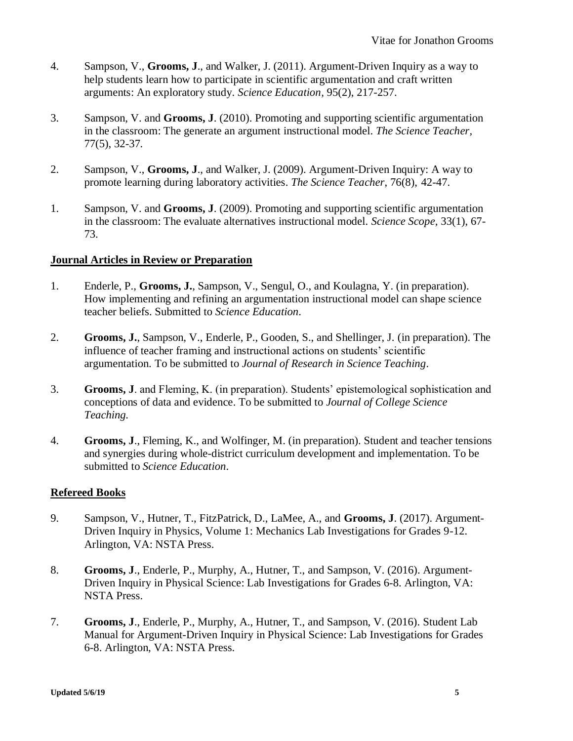4. Sampson, V., **Grooms, J**., and Walker, J. (2011). Argument-Driven Inquiry as a way to help students learn how to participate in scientific argumentation and craft written arguments: An exploratory study. *Science Education*, 95(2), 217-257.

3. Sampson, V. and **Grooms, J**. (2010). Promoting and supporting scientific argumentation in the classroom: The generate an argument instructional model. *The Science Teacher*, 77(5), 32-37.

2. Sampson, V., **Grooms, J**., and Walker, J. (2009). Argument-Driven Inquiry: A way to promote learning during laboratory activities. *The Science Teacher*, 76(8), 42-47.

1. Sampson, V. and **Grooms, J**. (2009). Promoting and supporting scientific argumentation in the classroom: The evaluate alternatives instructional model. *Science Scope*, 33(1), 67-73.

## Journal Articles in Review or Preparation

1. Enderle, P., **Grooms, J.**, Sampson, V., Sengul, O., and Koulagna, Y. (in preparation). How implementing and refining an argumentation instructional model can shape science teacher beliefs. Submitted to *Science Education*.

2. **Grooms, J.**, Sampson, V., Enderle, P., Gooden, S., and Shellinger, J. (in preparation). The influence of teacher framing and instructional actions on students' scientific argumentation. To be submitted to *Journal of Research in Science Teaching*.

3. **Grooms, J**. and Fleming, K. (in preparation). Students' epistemological sophistication and conceptions of data and evidence. To be submitted to *Journal of College Science Teaching.*

4. **Grooms, J**., Fleming, K., and Wolfinger, M. (in preparation). Student and teacher tensions and synergies during whole-district curriculum development and implementation. To be submitted to *Science Education*.

## Refereed Books

9. Sampson, V., Hutner, T., FitzPatrick, D., LaMee, A., and **Grooms, J**. (2017). Argument-Driven Inquiry in Physics, Volume 1: Mechanics Lab Investigations for Grades 9-12. Arlington, VA: NSTA Press.

8. **Grooms, J**., Enderle, P., Murphy, A., Hutner, T., and Sampson, V. (2016). Argument-Driven Inquiry in Physical Science: Lab Investigations for Grades 6-8. Arlington, VA: NSTA Press.

7. **Grooms, J**., Enderle, P., Murphy, A., Hutner, T., and Sampson, V. (2016). Student Lab Manual for Argument-Driven Inquiry in Physical Science: Lab Investigations for Grades 6-8. Arlington, VA: NSTA Press.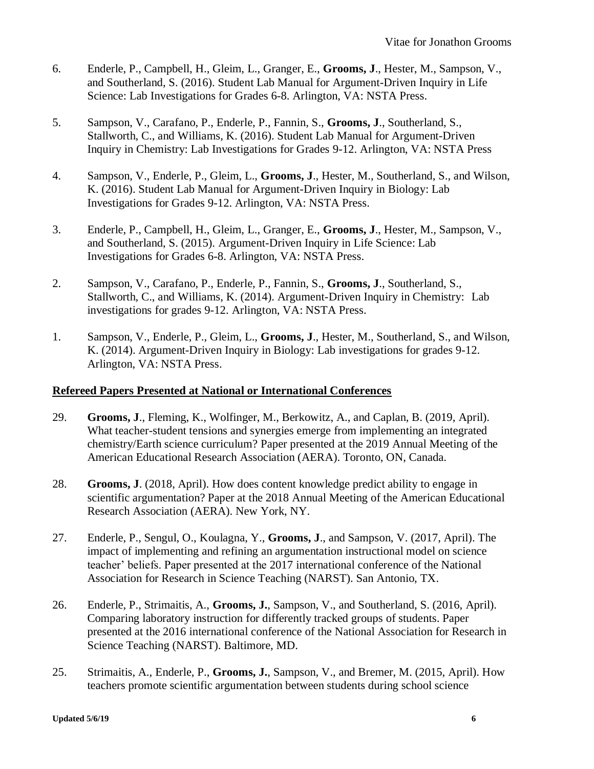6. Enderle, P., Campbell, H., Gleim, L., Granger, E., **Grooms, J**., Hester, M., Sampson, V., and Southerland, S. (2016). Student Lab Manual for Argument-Driven Inquiry in Life Science: Lab Investigations for Grades 6-8. Arlington, VA: NSTA Press.

5. Sampson, V., Carafano, P., Enderle, P., Fannin, S., **Grooms, J**., Southerland, S., Stallworth, C., and Williams, K. (2016). Student Lab Manual for Argument-Driven Inquiry in Chemistry: Lab Investigations for Grades 9-12. Arlington, VA: NSTA Press

4. Sampson, V., Enderle, P., Gleim, L., **Grooms, J**., Hester, M., Southerland, S., and Wilson, K. (2016). Student Lab Manual for Argument-Driven Inquiry in Biology: Lab Investigations for Grades 9-12. Arlington, VA: NSTA Press.

3. Enderle, P., Campbell, H., Gleim, L., Granger, E., **Grooms, J**., Hester, M., Sampson, V., and Southerland, S. (2015). Argument-Driven Inquiry in Life Science: Lab Investigations for Grades 6-8. Arlington, VA: NSTA Press.

2. Sampson, V., Carafano, P., Enderle, P., Fannin, S., **Grooms, J**., Southerland, S., Stallworth, C., and Williams, K. (2014). Argument-Driven Inquiry in Chemistry: Lab investigations for grades 9-12. Arlington, VA: NSTA Press.

1. Sampson, V., Enderle, P., Gleim, L., **Grooms, J**., Hester, M., Southerland, S., and Wilson, K. (2014). Argument-Driven Inquiry in Biology: Lab investigations for grades 9-12. Arlington, VA: NSTA Press.

## Refereed Papers Presented at National or International Conferences

29. **Grooms, J**., Fleming, K., Wolfinger, M., Berkowitz, A., and Caplan, B. (2019, April). What teacher-student tensions and synergies emerge from implementing an integrated chemistry/Earth science curriculum? Paper presented at the 2019 Annual Meeting of the American Educational Research Association (AERA). Toronto, ON, Canada.

28. **Grooms, J**. (2018, April). How does content knowledge predict ability to engage in scientific argumentation? Paper at the 2018 Annual Meeting of the American Educational Research Association (AERA). New York, NY.

27. Enderle, P., Sengul, O., Koulagna, Y., **Grooms, J**., and Sampson, V. (2017, April). The impact of implementing and refining an argumentation instructional model on science teacher' beliefs. Paper presented at the 2017 international conference of the National Association for Research in Science Teaching (NARST). San Antonio, TX.

26. Enderle, P., Strimaitis, A., **Grooms, J.**, Sampson, V., and Southerland, S. (2016, April). Comparing laboratory instruction for differently tracked groups of students. Paper presented at the 2016 international conference of the National Association for Research in Science Teaching (NARST). Baltimore, MD.

25. Strimaitis, A., Enderle, P., **Grooms, J.**, Sampson, V., and Bremer, M. (2015, April). How teachers promote scientific argumentation between students during school science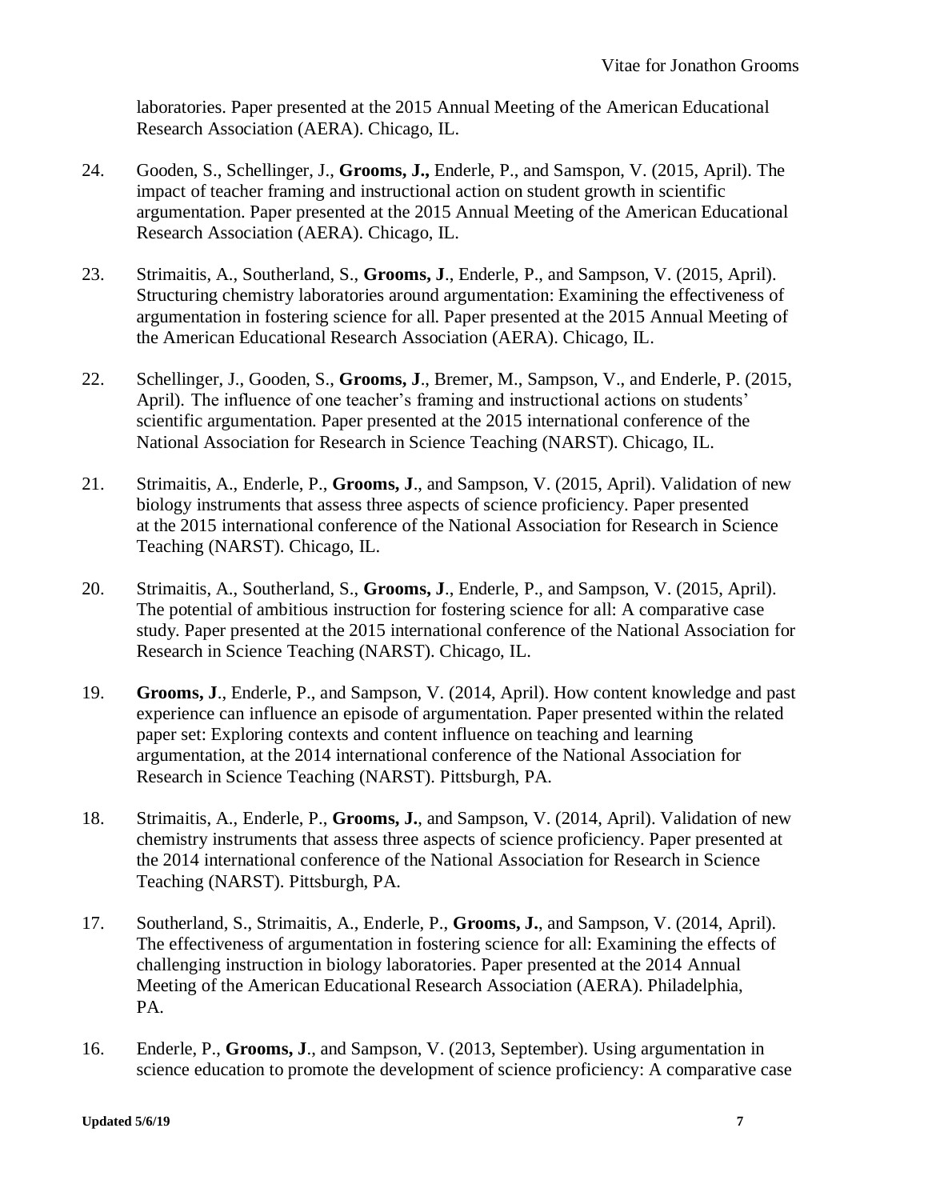laboratories. Paper presented at the 2015 Annual Meeting of the American Educational Research Association (AERA). Chicago, IL.

24. Gooden, S., Schellinger, J., **Grooms, J.,** Enderle, P., and Samspon, V. (2015, April). The impact of teacher framing and instructional action on student growth in scientific argumentation. Paper presented at the 2015 Annual Meeting of the American Educational Research Association (AERA). Chicago, IL.

23. Strimaitis, A., Southerland, S., **Grooms, J**., Enderle, P., and Sampson, V. (2015, April). Structuring chemistry laboratories around argumentation: Examining the effectiveness of argumentation in fostering science for all. Paper presented at the 2015 Annual Meeting of the American Educational Research Association (AERA). Chicago, IL.

22. Schellinger, J., Gooden, S., **Grooms, J**., Bremer, M., Sampson, V., and Enderle, P. (2015, April). The influence of one teacher's framing and instructional actions on students' scientific argumentation. Paper presented at the 2015 international conference of the National Association for Research in Science Teaching (NARST). Chicago, IL.

21. Strimaitis, A., Enderle, P., **Grooms, J**., and Sampson, V. (2015, April). Validation of new biology instruments that assess three aspects of science proficiency. Paper presented at the 2015 international conference of the National Association for Research in Science Teaching (NARST). Chicago, IL.

20. Strimaitis, A., Southerland, S., **Grooms, J**., Enderle, P., and Sampson, V. (2015, April). The potential of ambitious instruction for fostering science for all: A comparative case study. Paper presented at the 2015 international conference of the National Association for Research in Science Teaching (NARST). Chicago, IL.

19. **Grooms, J**., Enderle, P., and Sampson, V. (2014, April). How content knowledge and past experience can influence an episode of argumentation. Paper presented within the related paper set: Exploring contexts and content influence on teaching and learning argumentation, at the 2014 international conference of the National Association for Research in Science Teaching (NARST). Pittsburgh, PA.

18. Strimaitis, A., Enderle, P., **Grooms, J.**, and Sampson, V. (2014, April). Validation of new chemistry instruments that assess three aspects of science proficiency. Paper presented at the 2014 international conference of the National Association for Research in Science Teaching (NARST). Pittsburgh, PA.

17. Southerland, S., Strimaitis, A., Enderle, P., **Grooms, J.**, and Sampson, V. (2014, April). The effectiveness of argumentation in fostering science for all: Examining the effects of challenging instruction in biology laboratories. Paper presented at the 2014 Annual Meeting of the American Educational Research Association (AERA). Philadelphia, PA.

16. Enderle, P., **Grooms, J**., and Sampson, V. (2013, September). Using argumentation in science education to promote the development of science proficiency: A comparative case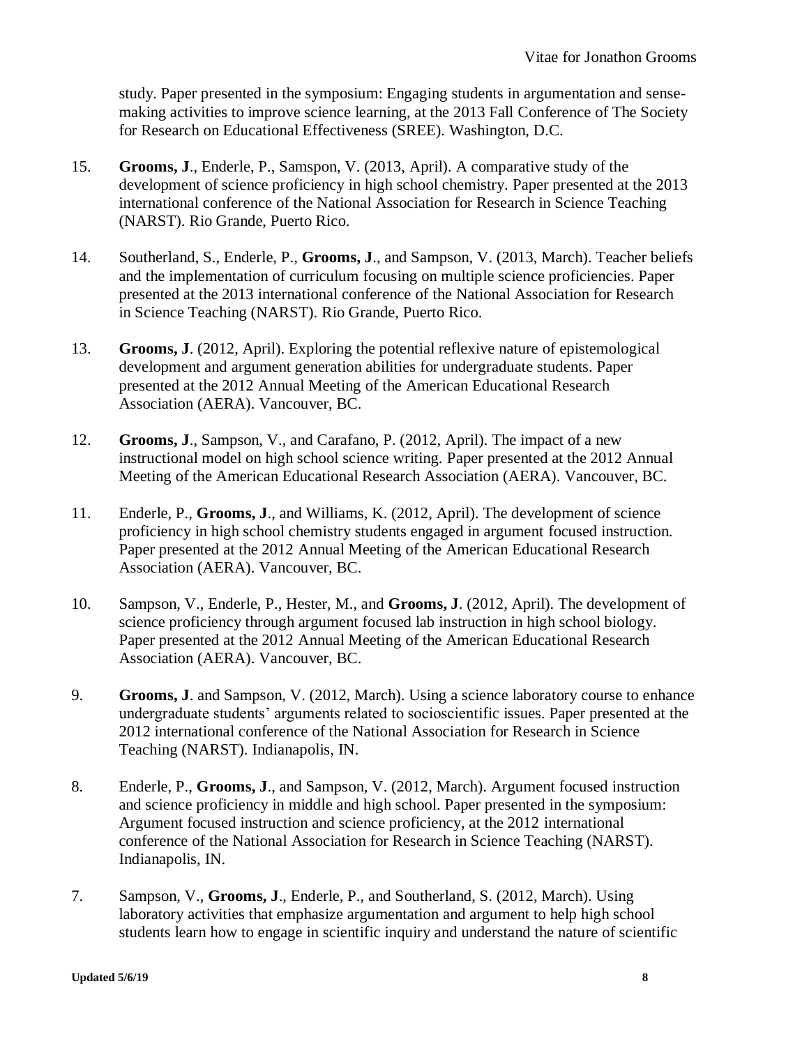study. Paper presented in the symposium: Engaging students in argumentation and sense-making activities to improve science learning, at the 2013 Fall Conference of The Society for Research on Educational Effectiveness (SREE). Washington, D.C.

15. **Grooms, J**., Enderle, P., Samspon, V. (2013, April). A comparative study of the development of science proficiency in high school chemistry. Paper presented at the 2013 international conference of the National Association for Research in Science Teaching (NARST). Rio Grande, Puerto Rico.

14. Southerland, S., Enderle, P., **Grooms, J**., and Sampson, V. (2013, March). Teacher beliefs and the implementation of curriculum focusing on multiple science proficiencies. Paper presented at the 2013 international conference of the National Association for Research in Science Teaching (NARST). Rio Grande, Puerto Rico.

13. **Grooms, J**. (2012, April). Exploring the potential reflexive nature of epistemological development and argument generation abilities for undergraduate students. Paper presented at the 2012 Annual Meeting of the American Educational Research Association (AERA). Vancouver, BC.

12. **Grooms, J**., Sampson, V., and Carafano, P. (2012, April). The impact of a new instructional model on high school science writing. Paper presented at the 2012 Annual Meeting of the American Educational Research Association (AERA). Vancouver, BC.

11. Enderle, P., **Grooms, J**., and Williams, K. (2012, April). The development of science proficiency in high school chemistry students engaged in argument focused instruction. Paper presented at the 2012 Annual Meeting of the American Educational Research Association (AERA). Vancouver, BC.

10. Sampson, V., Enderle, P., Hester, M., and **Grooms, J**. (2012, April). The development of science proficiency through argument focused lab instruction in high school biology. Paper presented at the 2012 Annual Meeting of the American Educational Research Association (AERA). Vancouver, BC.

9. **Grooms, J**. and Sampson, V. (2012, March). Using a science laboratory course to enhance undergraduate students' arguments related to socioscientific issues. Paper presented at the 2012 international conference of the National Association for Research in Science Teaching (NARST). Indianapolis, IN.

8. Enderle, P., **Grooms, J**., and Sampson, V. (2012, March). Argument focused instruction and science proficiency in middle and high school. Paper presented in the symposium: Argument focused instruction and science proficiency, at the 2012 international conference of the National Association for Research in Science Teaching (NARST). Indianapolis, IN.

7. Sampson, V., **Grooms, J**., Enderle, P., and Southerland, S. (2012, March). Using laboratory activities that emphasize argumentation and argument to help high school students learn how to engage in scientific inquiry and understand the nature of scientific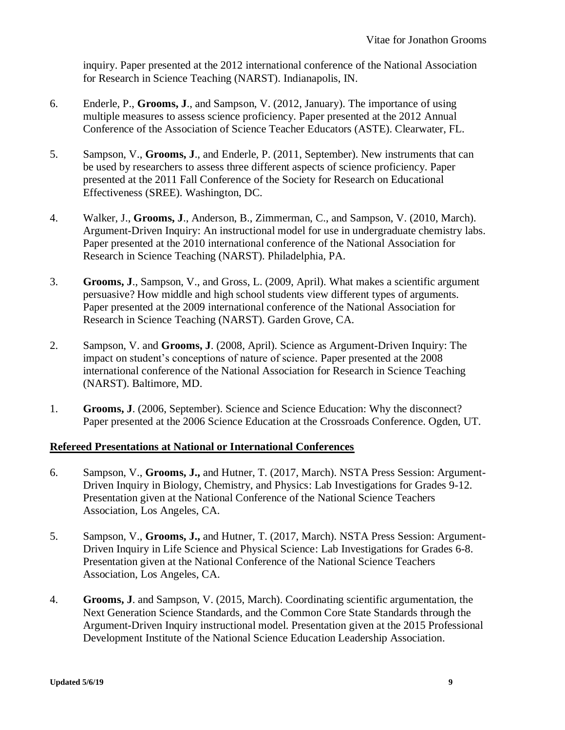inquiry. Paper presented at the 2012 international conference of the National Association for Research in Science Teaching (NARST). Indianapolis, IN.

6. Enderle, P., **Grooms, J**., and Sampson, V. (2012, January). The importance of using multiple measures to assess science proficiency. Paper presented at the 2012 Annual Conference of the Association of Science Teacher Educators (ASTE). Clearwater, FL.

5. Sampson, V., **Grooms, J**., and Enderle, P. (2011, September). New instruments that can be used by researchers to assess three different aspects of science proficiency. Paper presented at the 2011 Fall Conference of the Society for Research on Educational Effectiveness (SREE). Washington, DC.

4. Walker, J., **Grooms, J**., Anderson, B., Zimmerman, C., and Sampson, V. (2010, March). Argument-Driven Inquiry: An instructional model for use in undergraduate chemistry labs. Paper presented at the 2010 international conference of the National Association for Research in Science Teaching (NARST). Philadelphia, PA.

3. **Grooms, J**., Sampson, V., and Gross, L. (2009, April). What makes a scientific argument persuasive? How middle and high school students view different types of arguments. Paper presented at the 2009 international conference of the National Association for Research in Science Teaching (NARST). Garden Grove, CA.

2. Sampson, V. and **Grooms, J**. (2008, April). Science as Argument-Driven Inquiry: The impact on student's conceptions of nature of science. Paper presented at the 2008 international conference of the National Association for Research in Science Teaching (NARST). Baltimore, MD.

1. **Grooms, J**. (2006, September). Science and Science Education: Why the disconnect? Paper presented at the 2006 Science Education at the Crossroads Conference. Ogden, UT.

## Refereed Presentations at National or International Conferences

6. Sampson, V., **Grooms, J.,** and Hutner, T. (2017, March). NSTA Press Session: Argument-Driven Inquiry in Biology, Chemistry, and Physics: Lab Investigations for Grades 9-12. Presentation given at the National Conference of the National Science Teachers Association, Los Angeles, CA.

5. Sampson, V., **Grooms, J.,** and Hutner, T. (2017, March). NSTA Press Session: Argument-Driven Inquiry in Life Science and Physical Science: Lab Investigations for Grades 6-8. Presentation given at the National Conference of the National Science Teachers Association, Los Angeles, CA.

4. **Grooms, J**. and Sampson, V. (2015, March). Coordinating scientific argumentation, the Next Generation Science Standards, and the Common Core State Standards through the Argument-Driven Inquiry instructional model. Presentation given at the 2015 Professional Development Institute of the National Science Education Leadership Association.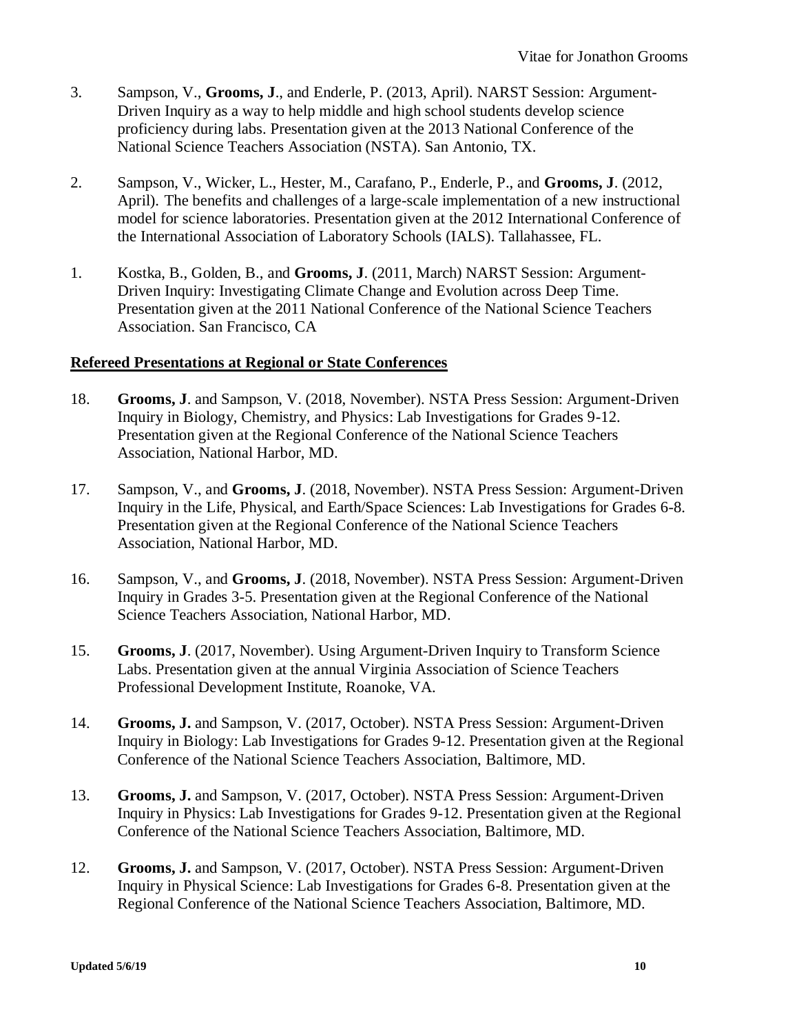3. Sampson, V., **Grooms, J**., and Enderle, P. (2013, April). NARST Session: Argument-Driven Inquiry as a way to help middle and high school students develop science proficiency during labs. Presentation given at the 2013 National Conference of the National Science Teachers Association (NSTA). San Antonio, TX.

2. Sampson, V., Wicker, L., Hester, M., Carafano, P., Enderle, P., and **Grooms, J**. (2012, April). The benefits and challenges of a large-scale implementation of a new instructional model for science laboratories. Presentation given at the 2012 International Conference of the International Association of Laboratory Schools (IALS). Tallahassee, FL.

1. Kostka, B., Golden, B., and **Grooms, J**. (2011, March) NARST Session: Argument-Driven Inquiry: Investigating Climate Change and Evolution across Deep Time. Presentation given at the 2011 National Conference of the National Science Teachers Association. San Francisco, CA

## Refereed Presentations at Regional or State Conferences

18. **Grooms, J**. and Sampson, V. (2018, November). NSTA Press Session: Argument-Driven Inquiry in Biology, Chemistry, and Physics: Lab Investigations for Grades 9-12. Presentation given at the Regional Conference of the National Science Teachers Association, National Harbor, MD.

17. Sampson, V., and **Grooms, J**. (2018, November). NSTA Press Session: Argument-Driven Inquiry in the Life, Physical, and Earth/Space Sciences: Lab Investigations for Grades 6-8. Presentation given at the Regional Conference of the National Science Teachers Association, National Harbor, MD.

16. Sampson, V., and **Grooms, J**. (2018, November). NSTA Press Session: Argument-Driven Inquiry in Grades 3-5. Presentation given at the Regional Conference of the National Science Teachers Association, National Harbor, MD.

15. **Grooms, J**. (2017, November). Using Argument-Driven Inquiry to Transform Science Labs. Presentation given at the annual Virginia Association of Science Teachers Professional Development Institute, Roanoke, VA.

14. **Grooms, J.** and Sampson, V. (2017, October). NSTA Press Session: Argument-Driven Inquiry in Biology: Lab Investigations for Grades 9-12. Presentation given at the Regional Conference of the National Science Teachers Association, Baltimore, MD.

13. **Grooms, J.** and Sampson, V. (2017, October). NSTA Press Session: Argument-Driven Inquiry in Physics: Lab Investigations for Grades 9-12. Presentation given at the Regional Conference of the National Science Teachers Association, Baltimore, MD.

12. **Grooms, J.** and Sampson, V. (2017, October). NSTA Press Session: Argument-Driven Inquiry in Physical Science: Lab Investigations for Grades 6-8. Presentation given at the Regional Conference of the National Science Teachers Association, Baltimore, MD.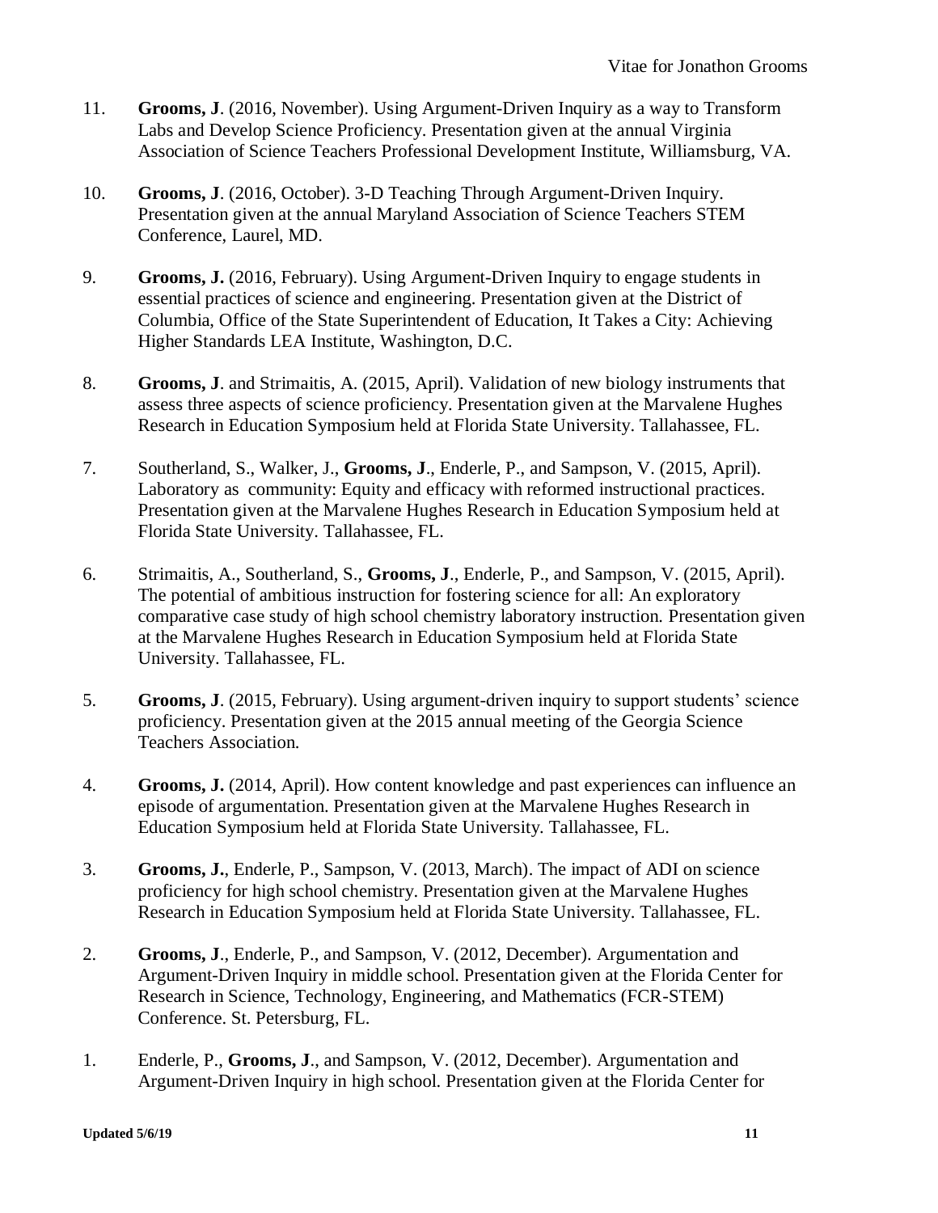11. **Grooms, J**. (2016, November). Using Argument-Driven Inquiry as a way to Transform Labs and Develop Science Proficiency. Presentation given at the annual Virginia Association of Science Teachers Professional Development Institute, Williamsburg, VA.

10. **Grooms, J**. (2016, October). 3-D Teaching Through Argument-Driven Inquiry. Presentation given at the annual Maryland Association of Science Teachers STEM Conference, Laurel, MD.

9. **Grooms, J.** (2016, February). Using Argument-Driven Inquiry to engage students in essential practices of science and engineering. Presentation given at the District of Columbia, Office of the State Superintendent of Education, It Takes a City: Achieving Higher Standards LEA Institute, Washington, D.C.

8. **Grooms, J**. and Strimaitis, A. (2015, April). Validation of new biology instruments that assess three aspects of science proficiency. Presentation given at the Marvalene Hughes Research in Education Symposium held at Florida State University. Tallahassee, FL.

7. Southerland, S., Walker, J., **Grooms, J**., Enderle, P., and Sampson, V. (2015, April). Laboratory as community: Equity and efficacy with reformed instructional practices. Presentation given at the Marvalene Hughes Research in Education Symposium held at Florida State University. Tallahassee, FL.

6. Strimaitis, A., Southerland, S., **Grooms, J**., Enderle, P., and Sampson, V. (2015, April). The potential of ambitious instruction for fostering science for all: An exploratory comparative case study of high school chemistry laboratory instruction. Presentation given at the Marvalene Hughes Research in Education Symposium held at Florida State University. Tallahassee, FL.

5. **Grooms, J**. (2015, February). Using argument-driven inquiry to support students' science proficiency. Presentation given at the 2015 annual meeting of the Georgia Science Teachers Association.

4. **Grooms, J.** (2014, April). How content knowledge and past experiences can influence an episode of argumentation. Presentation given at the Marvalene Hughes Research in Education Symposium held at Florida State University. Tallahassee, FL.

3. **Grooms, J.**, Enderle, P., Sampson, V. (2013, March). The impact of ADI on science proficiency for high school chemistry. Presentation given at the Marvalene Hughes Research in Education Symposium held at Florida State University. Tallahassee, FL.

2. **Grooms, J**., Enderle, P., and Sampson, V. (2012, December). Argumentation and Argument-Driven Inquiry in middle school. Presentation given at the Florida Center for Research in Science, Technology, Engineering, and Mathematics (FCR-STEM) Conference. St. Petersburg, FL.

1. Enderle, P., **Grooms, J**., and Sampson, V. (2012, December). Argumentation and Argument-Driven Inquiry in high school. Presentation given at the Florida Center for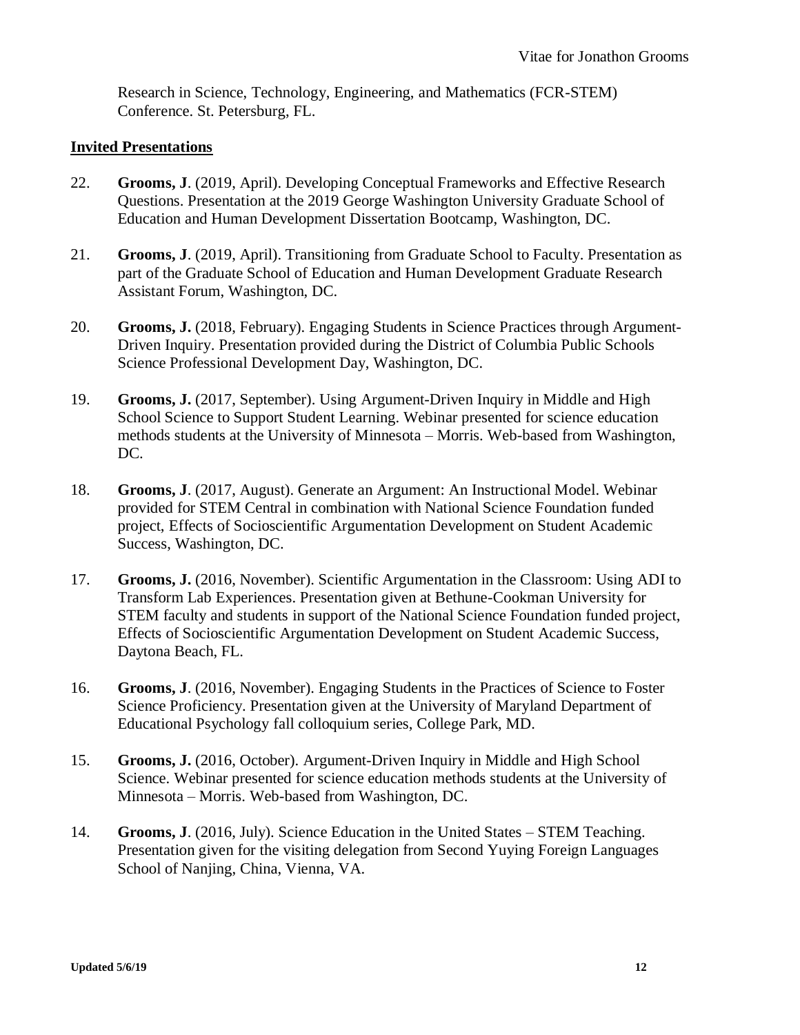Research in Science, Technology, Engineering, and Mathematics (FCR-STEM) Conference. St. Petersburg, FL.

## Invited Presentations

22. **Grooms, J**. (2019, April). Developing Conceptual Frameworks and Effective Research Questions. Presentation at the 2019 George Washington University Graduate School of Education and Human Development Dissertation Bootcamp, Washington, DC.

21. **Grooms, J**. (2019, April). Transitioning from Graduate School to Faculty. Presentation as part of the Graduate School of Education and Human Development Graduate Research Assistant Forum, Washington, DC.

20. **Grooms, J.** (2018, February). Engaging Students in Science Practices through Argument-Driven Inquiry. Presentation provided during the District of Columbia Public Schools Science Professional Development Day, Washington, DC.

19. **Grooms, J.** (2017, September). Using Argument-Driven Inquiry in Middle and High School Science to Support Student Learning. Webinar presented for science education methods students at the University of Minnesota – Morris. Web-based from Washington, DC.

18. **Grooms, J**. (2017, August). Generate an Argument: An Instructional Model. Webinar provided for STEM Central in combination with National Science Foundation funded project, Effects of Socioscientific Argumentation Development on Student Academic Success, Washington, DC.

17. **Grooms, J.** (2016, November). Scientific Argumentation in the Classroom: Using ADI to Transform Lab Experiences. Presentation given at Bethune-Cookman University for STEM faculty and students in support of the National Science Foundation funded project, Effects of Socioscientific Argumentation Development on Student Academic Success, Daytona Beach, FL.

16. **Grooms, J**. (2016, November). Engaging Students in the Practices of Science to Foster Science Proficiency. Presentation given at the University of Maryland Department of Educational Psychology fall colloquium series, College Park, MD.

15. **Grooms, J.** (2016, October). Argument-Driven Inquiry in Middle and High School Science. Webinar presented for science education methods students at the University of Minnesota – Morris. Web-based from Washington, DC.

14. **Grooms, J**. (2016, July). Science Education in the United States – STEM Teaching. Presentation given for the visiting delegation from Second Yuying Foreign Languages School of Nanjing, China, Vienna, VA.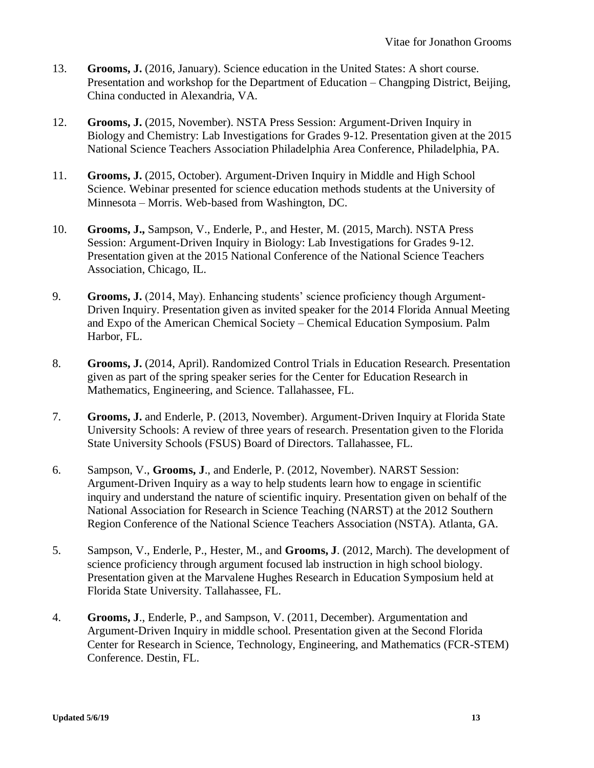13. **Grooms, J.** (2016, January). Science education in the United States: A short course. Presentation and workshop for the Department of Education – Changping District, Beijing, China conducted in Alexandria, VA.

12. **Grooms, J.** (2015, November). NSTA Press Session: Argument-Driven Inquiry in Biology and Chemistry: Lab Investigations for Grades 9-12. Presentation given at the 2015 National Science Teachers Association Philadelphia Area Conference, Philadelphia, PA.

11. **Grooms, J.** (2015, October). Argument-Driven Inquiry in Middle and High School Science. Webinar presented for science education methods students at the University of Minnesota – Morris. Web-based from Washington, DC.

10. **Grooms, J.,** Sampson, V., Enderle, P., and Hester, M. (2015, March). NSTA Press Session: Argument-Driven Inquiry in Biology: Lab Investigations for Grades 9-12. Presentation given at the 2015 National Conference of the National Science Teachers Association, Chicago, IL.

9. **Grooms, J.** (2014, May). Enhancing students' science proficiency though Argument-Driven Inquiry. Presentation given as invited speaker for the 2014 Florida Annual Meeting and Expo of the American Chemical Society – Chemical Education Symposium. Palm Harbor, FL.

8. **Grooms, J.** (2014, April). Randomized Control Trials in Education Research. Presentation given as part of the spring speaker series for the Center for Education Research in Mathematics, Engineering, and Science. Tallahassee, FL.

7. **Grooms, J.** and Enderle, P. (2013, November). Argument-Driven Inquiry at Florida State University Schools: A review of three years of research. Presentation given to the Florida State University Schools (FSUS) Board of Directors. Tallahassee, FL.

6. Sampson, V., **Grooms, J**., and Enderle, P. (2012, November). NARST Session: Argument-Driven Inquiry as a way to help students learn how to engage in scientific inquiry and understand the nature of scientific inquiry. Presentation given on behalf of the National Association for Research in Science Teaching (NARST) at the 2012 Southern Region Conference of the National Science Teachers Association (NSTA). Atlanta, GA.

5. Sampson, V., Enderle, P., Hester, M., and **Grooms, J**. (2012, March). The development of science proficiency through argument focused lab instruction in high school biology. Presentation given at the Marvalene Hughes Research in Education Symposium held at Florida State University. Tallahassee, FL.

4. **Grooms, J**., Enderle, P., and Sampson, V. (2011, December). Argumentation and Argument-Driven Inquiry in middle school. Presentation given at the Second Florida Center for Research in Science, Technology, Engineering, and Mathematics (FCR-STEM) Conference. Destin, FL.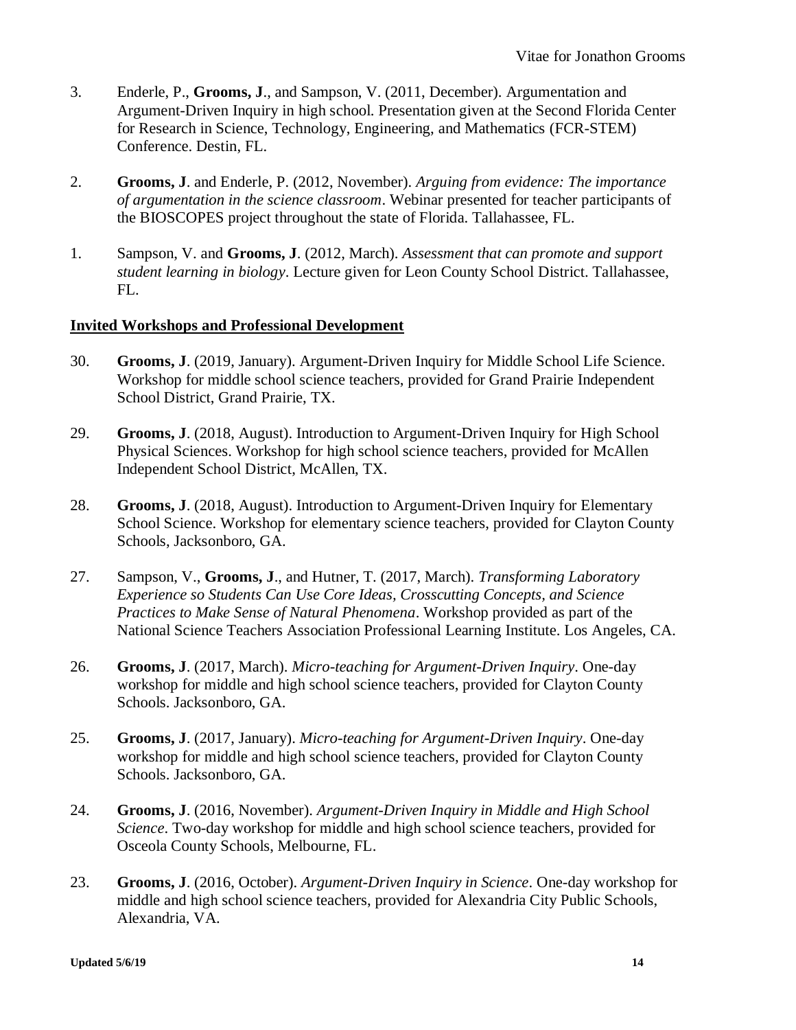3. Enderle, P., **Grooms, J**., and Sampson, V. (2011, December). Argumentation and Argument-Driven Inquiry in high school. Presentation given at the Second Florida Center for Research in Science, Technology, Engineering, and Mathematics (FCR-STEM) Conference. Destin, FL.

2. **Grooms, J**. and Enderle, P. (2012, November). *Arguing from evidence: The importance of argumentation in the science classroom*. Webinar presented for teacher participants of the BIOSCOPES project throughout the state of Florida. Tallahassee, FL.

1. Sampson, V. and **Grooms, J**. (2012, March). *Assessment that can promote and support student learning in biology*. Lecture given for Leon County School District. Tallahassee, FL.

## Invited Workshops and Professional Development

30. **Grooms, J**. (2019, January). Argument-Driven Inquiry for Middle School Life Science. Workshop for middle school science teachers, provided for Grand Prairie Independent School District, Grand Prairie, TX.

29. **Grooms, J**. (2018, August). Introduction to Argument-Driven Inquiry for High School Physical Sciences. Workshop for high school science teachers, provided for McAllen Independent School District, McAllen, TX.

28. **Grooms, J**. (2018, August). Introduction to Argument-Driven Inquiry for Elementary School Science. Workshop for elementary science teachers, provided for Clayton County Schools, Jacksonboro, GA.

27. Sampson, V., **Grooms, J**., and Hutner, T. (2017, March). *Transforming Laboratory Experience so Students Can Use Core Ideas, Crosscutting Concepts, and Science Practices to Make Sense of Natural Phenomena*. Workshop provided as part of the National Science Teachers Association Professional Learning Institute. Los Angeles, CA.

26. **Grooms, J**. (2017, March). *Micro-teaching for Argument-Driven Inquiry*. One-day workshop for middle and high school science teachers, provided for Clayton County Schools. Jacksonboro, GA.

25. **Grooms, J**. (2017, January). *Micro-teaching for Argument-Driven Inquiry*. One-day workshop for middle and high school science teachers, provided for Clayton County Schools. Jacksonboro, GA.

24. **Grooms, J**. (2016, November). *Argument-Driven Inquiry in Middle and High School Science*. Two-day workshop for middle and high school science teachers, provided for Osceola County Schools, Melbourne, FL.

23. **Grooms, J**. (2016, October). *Argument-Driven Inquiry in Science*. One-day workshop for middle and high school science teachers, provided for Alexandria City Public Schools, Alexandria, VA.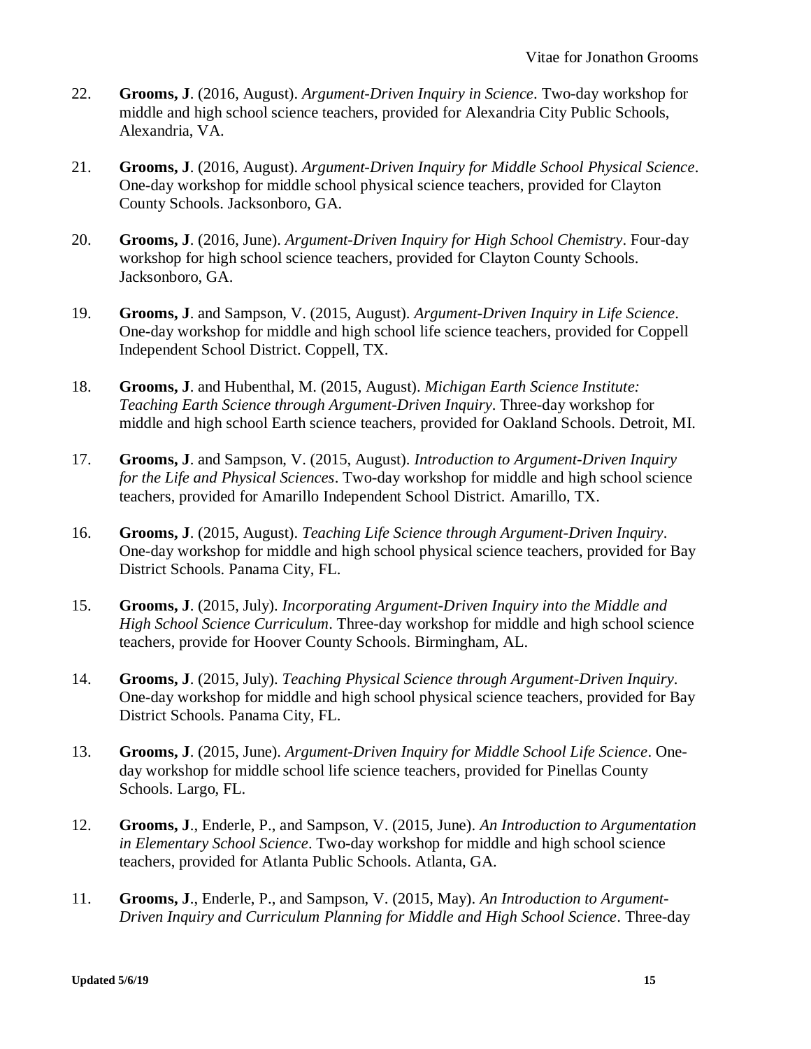22. **Grooms, J**. (2016, August). *Argument-Driven Inquiry in Science*. Two-day workshop for middle and high school science teachers, provided for Alexandria City Public Schools, Alexandria, VA.

21. **Grooms, J**. (2016, August). *Argument-Driven Inquiry for Middle School Physical Science*. One-day workshop for middle school physical science teachers, provided for Clayton County Schools. Jacksonboro, GA.

20. **Grooms, J**. (2016, June). *Argument-Driven Inquiry for High School Chemistry*. Four-day workshop for high school science teachers, provided for Clayton County Schools. Jacksonboro, GA.

19. **Grooms, J**. and Sampson, V. (2015, August). *Argument-Driven Inquiry in Life Science*. One-day workshop for middle and high school life science teachers, provided for Coppell Independent School District. Coppell, TX.

18. **Grooms, J**. and Hubenthal, M. (2015, August). *Michigan Earth Science Institute: Teaching Earth Science through Argument-Driven Inquiry*. Three-day workshop for middle and high school Earth science teachers, provided for Oakland Schools. Detroit, MI.

17. **Grooms, J**. and Sampson, V. (2015, August). *Introduction to Argument-Driven Inquiry for the Life and Physical Sciences*. Two-day workshop for middle and high school science teachers, provided for Amarillo Independent School District. Amarillo, TX.

16. **Grooms, J**. (2015, August). *Teaching Life Science through Argument-Driven Inquiry*. One-day workshop for middle and high school physical science teachers, provided for Bay District Schools. Panama City, FL.

15. **Grooms, J**. (2015, July). *Incorporating Argument-Driven Inquiry into the Middle and High School Science Curriculum*. Three-day workshop for middle and high school science teachers, provide for Hoover County Schools. Birmingham, AL.

14. **Grooms, J**. (2015, July). *Teaching Physical Science through Argument-Driven Inquiry*. One-day workshop for middle and high school physical science teachers, provided for Bay District Schools. Panama City, FL.

13. **Grooms, J**. (2015, June). *Argument-Driven Inquiry for Middle School Life Science*. One-day workshop for middle school life science teachers, provided for Pinellas County Schools. Largo, FL.

12. **Grooms, J**., Enderle, P., and Sampson, V. (2015, June). *An Introduction to Argumentation in Elementary School Science*. Two-day workshop for middle and high school science teachers, provided for Atlanta Public Schools. Atlanta, GA.

11. **Grooms, J**., Enderle, P., and Sampson, V. (2015, May). *An Introduction to Argument-Driven Inquiry and Curriculum Planning for Middle and High School Science*. Three-day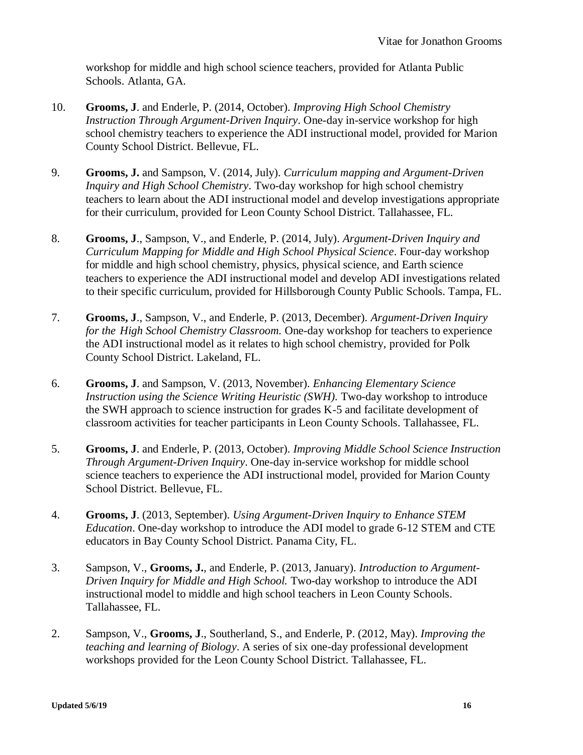workshop for middle and high school science teachers, provided for Atlanta Public Schools. Atlanta, GA.

10. **Grooms, J**. and Enderle, P. (2014, October). *Improving High School Chemistry Instruction Through Argument-Driven Inquiry*. One-day in-service workshop for high school chemistry teachers to experience the ADI instructional model, provided for Marion County School District. Bellevue, FL.

9. **Grooms, J.** and Sampson, V. (2014, July). *Curriculum mapping and Argument-Driven Inquiry and High School Chemistry*. Two-day workshop for high school chemistry teachers to learn about the ADI instructional model and develop investigations appropriate for their curriculum, provided for Leon County School District. Tallahassee, FL.

8. **Grooms, J**., Sampson, V., and Enderle, P. (2014, July). *Argument-Driven Inquiry and Curriculum Mapping for Middle and High School Physical Science*. Four-day workshop for middle and high school chemistry, physics, physical science, and Earth science teachers to experience the ADI instructional model and develop ADI investigations related to their specific curriculum, provided for Hillsborough County Public Schools. Tampa, FL.

7. **Grooms, J**., Sampson, V., and Enderle, P. (2013, December). *Argument-Driven Inquiry for the High School Chemistry Classroom.* One-day workshop for teachers to experience the ADI instructional model as it relates to high school chemistry, provided for Polk County School District. Lakeland, FL.

6. **Grooms, J**. and Sampson, V. (2013, November). *Enhancing Elementary Science Instruction using the Science Writing Heuristic (SWH).* Two-day workshop to introduce the SWH approach to science instruction for grades K-5 and facilitate development of classroom activities for teacher participants in Leon County Schools. Tallahassee, FL.

5. **Grooms, J**. and Enderle, P. (2013, October). *Improving Middle School Science Instruction Through Argument-Driven Inquiry*. One-day in-service workshop for middle school science teachers to experience the ADI instructional model, provided for Marion County School District. Bellevue, FL.

4. **Grooms, J**. (2013, September). *Using Argument-Driven Inquiry to Enhance STEM Education*. One-day workshop to introduce the ADI model to grade 6-12 STEM and CTE educators in Bay County School District. Panama City, FL.

3. Sampson, V., **Grooms, J.**, and Enderle, P. (2013, January). *Introduction to Argument-Driven Inquiry for Middle and High School.* Two-day workshop to introduce the ADI instructional model to middle and high school teachers in Leon County Schools. Tallahassee, FL.

2. Sampson, V., **Grooms, J**., Southerland, S., and Enderle, P. (2012, May). *Improving the teaching and learning of Biology*. A series of six one-day professional development workshops provided for the Leon County School District. Tallahassee, FL.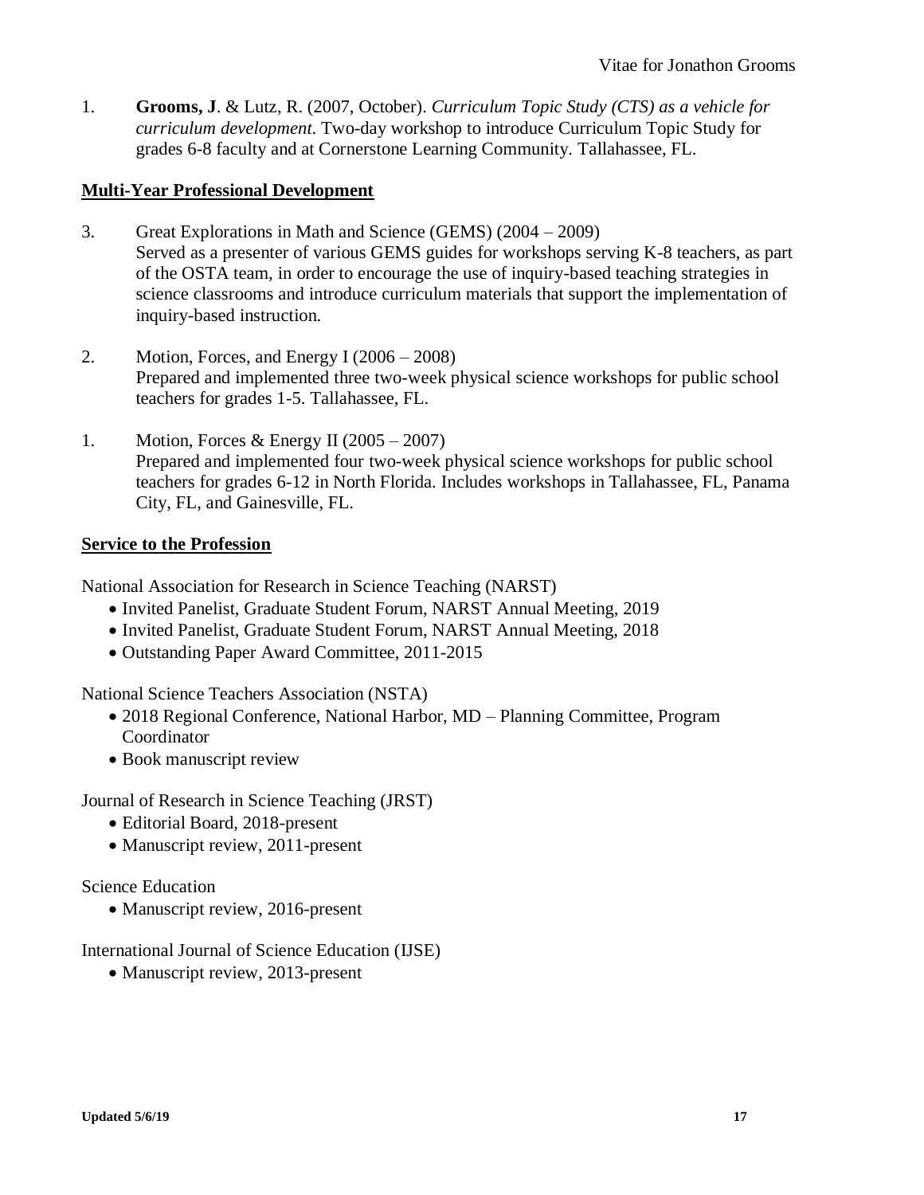1. **Grooms, J**. & Lutz, R. (2007, October). *Curriculum Topic Study (CTS) as a vehicle for curriculum development*. Two-day workshop to introduce Curriculum Topic Study for grades 6-8 faculty and at Cornerstone Learning Community. Tallahassee, FL.

## Multi-Year Professional Development

3. Great Explorations in Math and Science (GEMS) (2004 – 2009)
   Served as a presenter of various GEMS guides for workshops serving K-8 teachers, as part of the OSTA team, in order to encourage the use of inquiry-based teaching strategies in science classrooms and introduce curriculum materials that support the implementation of inquiry-based instruction.

2. Motion, Forces, and Energy I (2006 – 2008)
   Prepared and implemented three two-week physical science workshops for public school teachers for grades 1-5. Tallahassee, FL.

1. Motion, Forces & Energy II (2005 – 2007)
   Prepared and implemented four two-week physical science workshops for public school teachers for grades 6-12 in North Florida. Includes workshops in Tallahassee, FL, Panama City, FL, and Gainesville, FL.

## Service to the Profession

National Association for Research in Science Teaching (NARST)

- Invited Panelist, Graduate Student Forum, NARST Annual Meeting, 2019
- Invited Panelist, Graduate Student Forum, NARST Annual Meeting, 2018
- Outstanding Paper Award Committee, 2011-2015

National Science Teachers Association (NSTA)

- 2018 Regional Conference, National Harbor, MD – Planning Committee, Program Coordinator
- Book manuscript review

Journal of Research in Science Teaching (JRST)

- Editorial Board, 2018-present
- Manuscript review, 2011-present

Science Education

- Manuscript review, 2016-present

International Journal of Science Education (IJSE)

- Manuscript review, 2013-present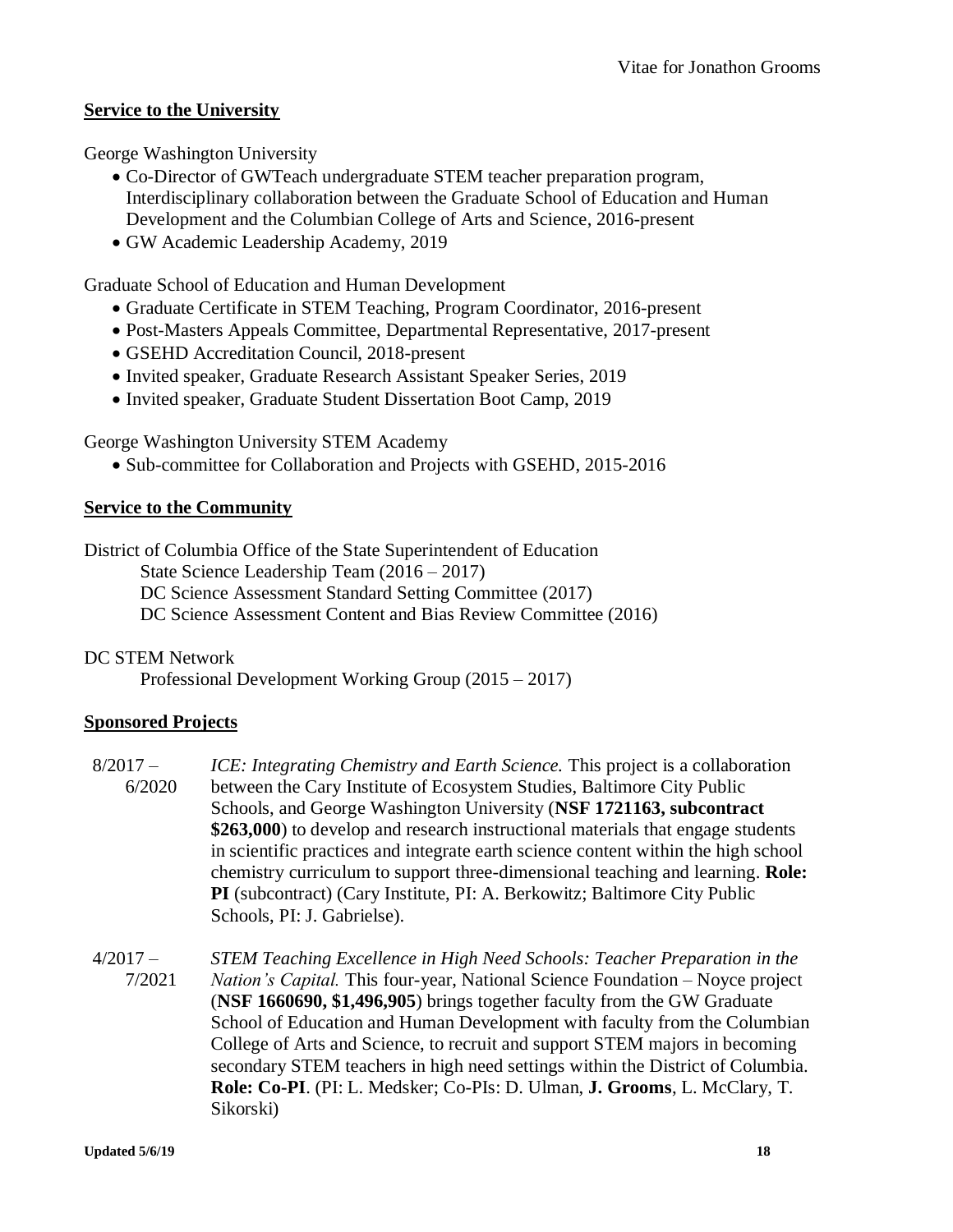## Service to the University

George Washington University

- Co-Director of GWTeach undergraduate STEM teacher preparation program, Interdisciplinary collaboration between the Graduate School of Education and Human Development and the Columbian College of Arts and Science, 2016-present
- GW Academic Leadership Academy, 2019

Graduate School of Education and Human Development

- Graduate Certificate in STEM Teaching, Program Coordinator, 2016-present
- Post-Masters Appeals Committee, Departmental Representative, 2017-present
- GSEHD Accreditation Council, 2018-present
- Invited speaker, Graduate Research Assistant Speaker Series, 2019
- Invited speaker, Graduate Student Dissertation Boot Camp, 2019

George Washington University STEM Academy

- Sub-committee for Collaboration and Projects with GSEHD, 2015-2016

## Service to the Community

District of Columbia Office of the State Superintendent of Education
State Science Leadership Team (2016 – 2017)
DC Science Assessment Standard Setting Committee (2017)
DC Science Assessment Content and Bias Review Committee (2016)

DC STEM Network
Professional Development Working Group (2015 – 2017)

## Sponsored Projects

8/2017 – 6/2020 *ICE: Integrating Chemistry and Earth Science.* This project is a collaboration between the Cary Institute of Ecosystem Studies, Baltimore City Public Schools, and George Washington University (**NSF 1721163, subcontract $263,000**) to develop and research instructional materials that engage students in scientific practices and integrate earth science content within the high school chemistry curriculum to support three-dimensional teaching and learning. **Role: PI** (subcontract) (Cary Institute, PI: A. Berkowitz; Baltimore City Public Schools, PI: J. Gabrielse).

4/2017 – 7/2021 *STEM Teaching Excellence in High Need Schools: Teacher Preparation in the Nation's Capital.* This four-year, National Science Foundation – Noyce project (**NSF 1660690, $1,496,905**) brings together faculty from the GW Graduate School of Education and Human Development with faculty from the Columbian College of Arts and Science, to recruit and support STEM majors in becoming secondary STEM teachers in high need settings within the District of Columbia. **Role: Co-PI**. (PI: L. Medsker; Co-PIs: D. Ulman, **J. Grooms**, L. McClary, T. Sikorski)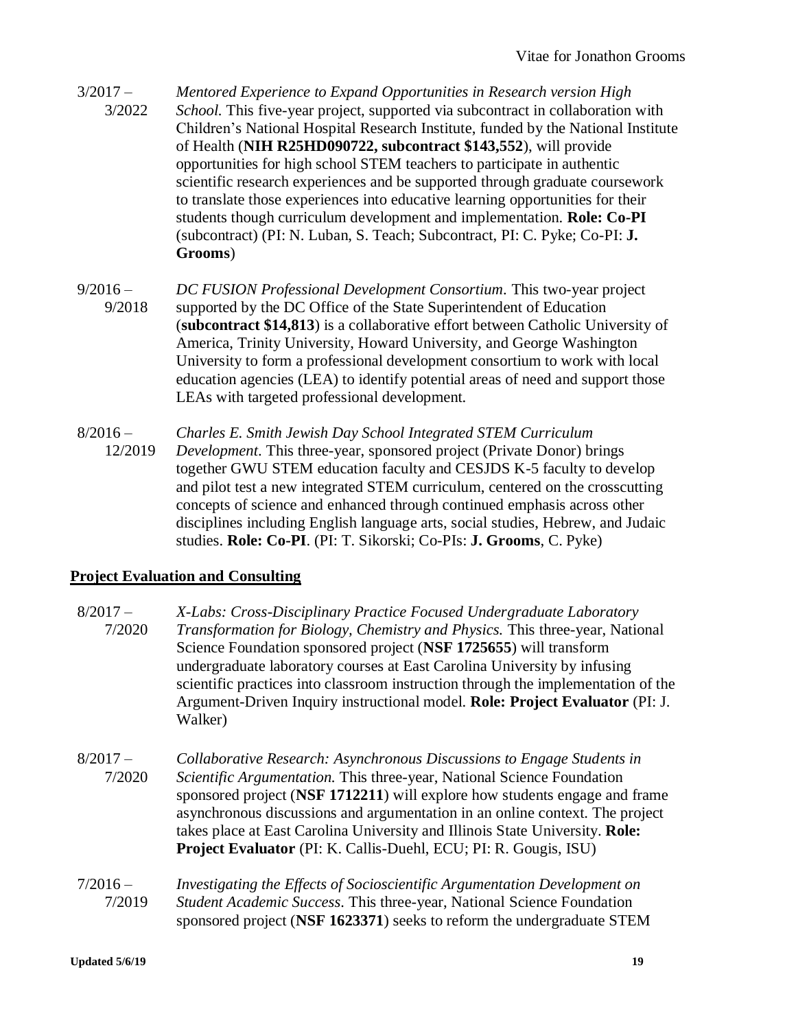3/2017 – 3/2022 *Mentored Experience to Expand Opportunities in Research version High School.* This five-year project, supported via subcontract in collaboration with Children's National Hospital Research Institute, funded by the National Institute of Health (**NIH R25HD090722, subcontract $143,552**), will provide opportunities for high school STEM teachers to participate in authentic scientific research experiences and be supported through graduate coursework to translate those experiences into educative learning opportunities for their students though curriculum development and implementation. **Role: Co-PI** (subcontract) (PI: N. Luban, S. Teach; Subcontract, PI: C. Pyke; Co-PI: **J. Grooms**)

9/2016 – 9/2018 *DC FUSION Professional Development Consortium*. This two-year project supported by the DC Office of the State Superintendent of Education (**subcontract $14,813**) is a collaborative effort between Catholic University of America, Trinity University, Howard University, and George Washington University to form a professional development consortium to work with local education agencies (LEA) to identify potential areas of need and support those LEAs with targeted professional development.

8/2016 – 12/2019 *Charles E. Smith Jewish Day School Integrated STEM Curriculum Development*. This three-year, sponsored project (Private Donor) brings together GWU STEM education faculty and CESJDS K-5 faculty to develop and pilot test a new integrated STEM curriculum, centered on the crosscutting concepts of science and enhanced through continued emphasis across other disciplines including English language arts, social studies, Hebrew, and Judaic studies. **Role: Co-PI**. (PI: T. Sikorski; Co-PIs: **J. Grooms**, C. Pyke)

## Project Evaluation and Consulting

8/2017 – 7/2020 *X-Labs: Cross-Disciplinary Practice Focused Undergraduate Laboratory Transformation for Biology, Chemistry and Physics.* This three-year, National Science Foundation sponsored project (**NSF 1725655**) will transform undergraduate laboratory courses at East Carolina University by infusing scientific practices into classroom instruction through the implementation of the Argument-Driven Inquiry instructional model. **Role: Project Evaluator** (PI: J. Walker)

8/2017 – 7/2020 *Collaborative Research: Asynchronous Discussions to Engage Students in Scientific Argumentation.* This three-year, National Science Foundation sponsored project (**NSF 1712211**) will explore how students engage and frame asynchronous discussions and argumentation in an online context. The project takes place at East Carolina University and Illinois State University. **Role: Project Evaluator** (PI: K. Callis-Duehl, ECU; PI: R. Gougis, ISU)

7/2016 – 7/2019 *Investigating the Effects of Socioscientific Argumentation Development on Student Academic Success*. This three-year, National Science Foundation sponsored project (**NSF 1623371**) seeks to reform the undergraduate STEM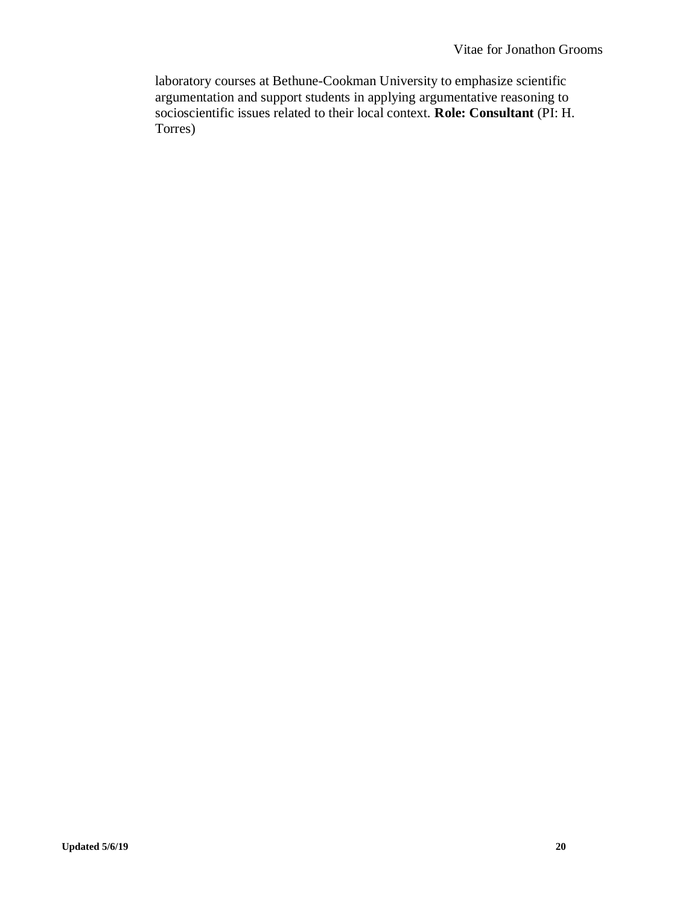laboratory courses at Bethune-Cookman University to emphasize scientific argumentation and support students in applying argumentative reasoning to socioscientific issues related to their local context. **Role: Consultant** (PI: H. Torres)